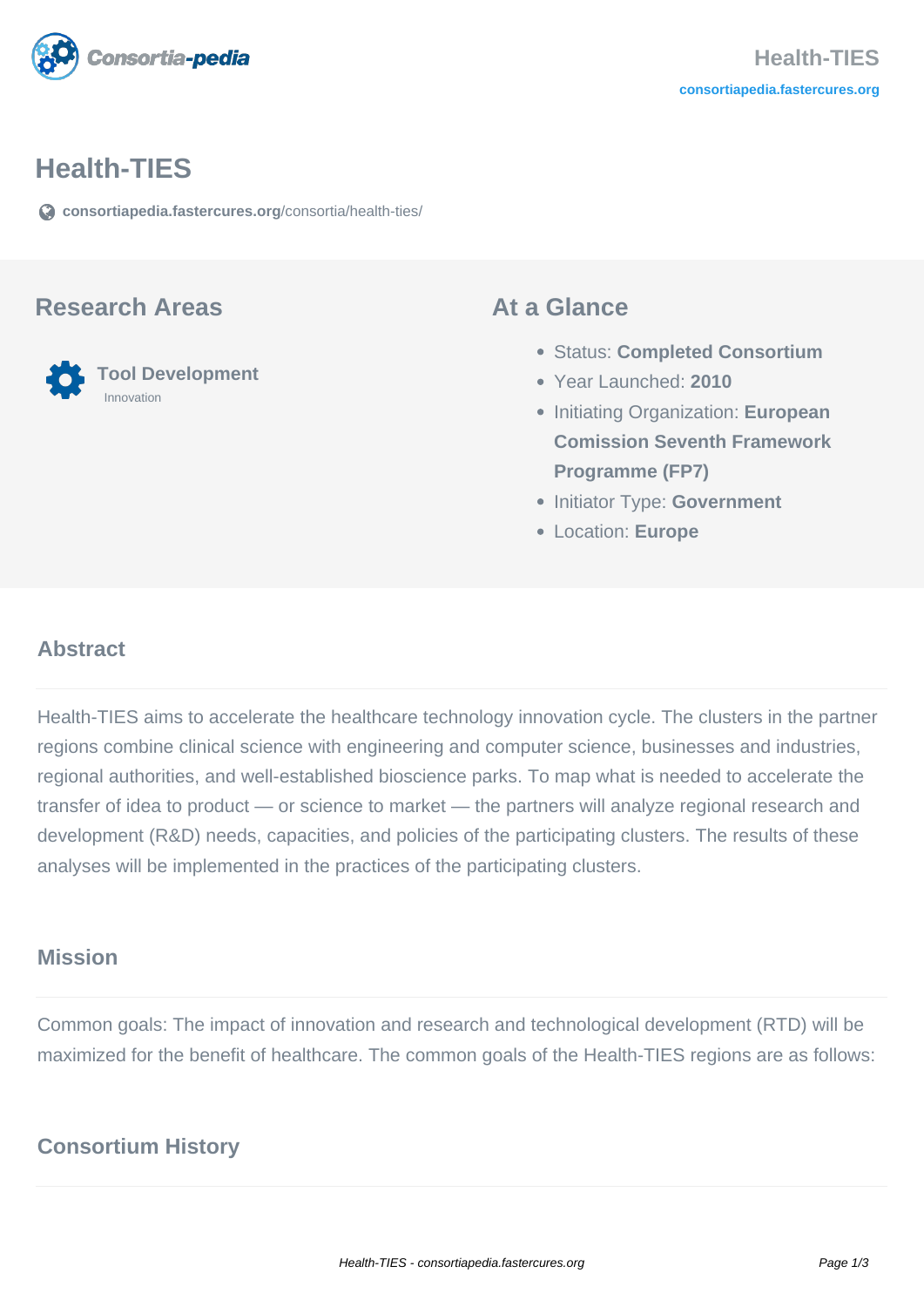# Health-TIES

consortiapedia.fastercures.org/consortia/health-ties/

## Research Areas

**Tool Development**
Innovation

## At a Glance

- Status: **Completed Consortium**
- Year Launched: **2010**
- Initiating Organization: **European Comission Seventh Framework Programme (FP7)**
- Initiator Type: **Government**
- Location: **Europe**

### Abstract

Health-TIES aims to accelerate the healthcare technology innovation cycle. The clusters in the partner regions combine clinical science with engineering and computer science, businesses and industries, regional authorities, and well-established bioscience parks. To map what is needed to accelerate the transfer of idea to product — or science to market — the partners will analyze regional research and development (R&D) needs, capacities, and policies of the participating clusters. The results of these analyses will be implemented in the practices of the participating clusters.

### Mission

Common goals: The impact of innovation and research and technological development (RTD) will be maximized for the benefit of healthcare. The common goals of the Health-TIES regions are as follows:

### Consortium History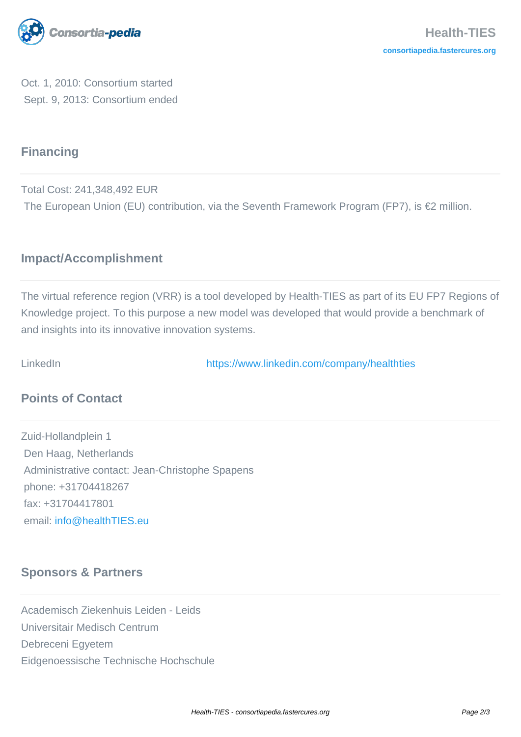Oct. 1, 2010: Consortium started
Sept. 9, 2013: Consortium ended

## Financing

Total Cost: 241,348,492 EUR
The European Union (EU) contribution, via the Seventh Framework Program (FP7), is €2 million.

## Impact/Accomplishment

The virtual reference region (VRR) is a tool developed by Health-TIES as part of its EU FP7 Regions of Knowledge project. To this purpose a new model was developed that would provide a benchmark of and insights into its innovative innovation systems.

LinkedIn https://www.linkedin.com/company/healthties

## Points of Contact

Zuid-Hollandplein 1
Den Haag, Netherlands
Administrative contact: Jean-Christophe Spapens
phone: +31704418267
fax: +31704417801
email: info@healthTIES.eu

## Sponsors & Partners

Academisch Ziekenhuis Leiden - Leids
Universitair Medisch Centrum
Debreceni Egyetem
Eidgenoessische Technische Hochschule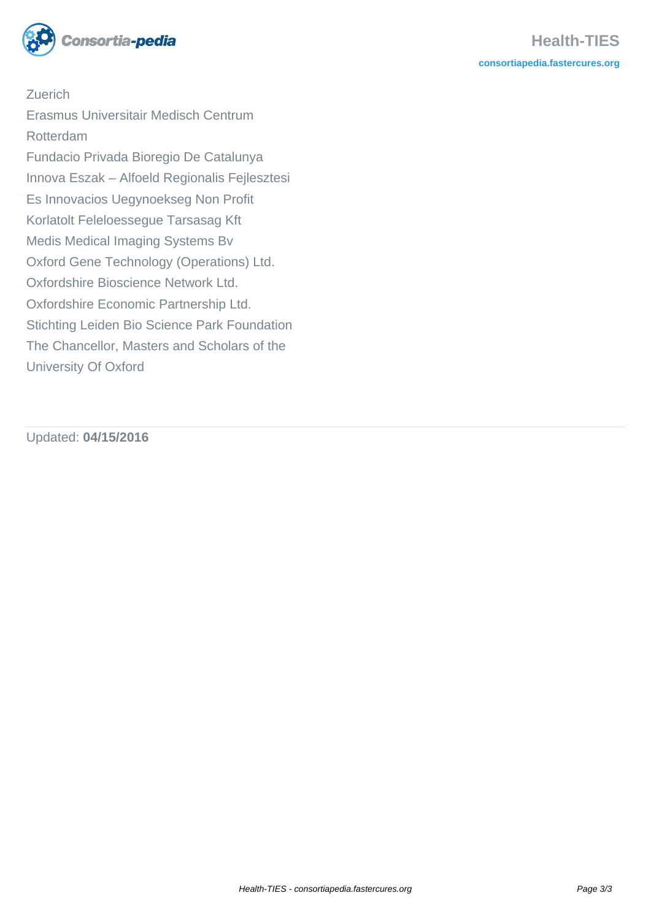Zuerich
Erasmus Universitair Medisch Centrum Rotterdam
Fundacio Privada Bioregio De Catalunya
Innova Eszak – Alfoeld Regionalis Fejlesztesi Es Innovacios Uegynoekseg Non Profit Korlatolt Feleloessegue Tarsasag Kft
Medis Medical Imaging Systems Bv
Oxford Gene Technology (Operations) Ltd.
Oxfordshire Bioscience Network Ltd.
Oxfordshire Economic Partnership Ltd.
Stichting Leiden Bio Science Park Foundation
The Chancellor, Masters and Scholars of the University Of Oxford

---

Updated: **04/15/2016**